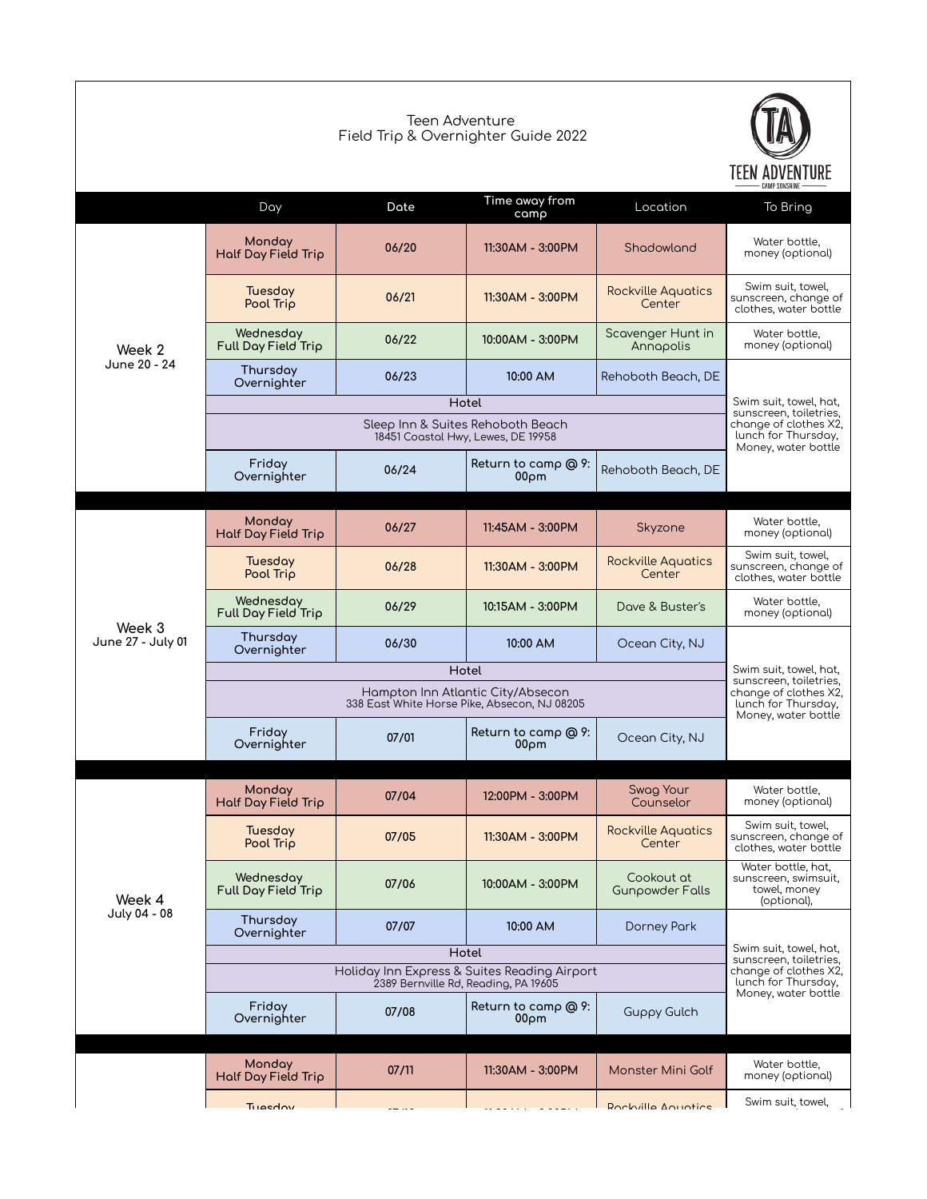Teen Adventure
Field Trip & Overnighter Guide 2022

TEEN ADVENTURE
CAMP SONSHINE

| | Day | Date | Time away from camp | Location | To Bring |
|---|---|---|---|---|---|
| **Week 2** June 20 - 24 | Monday Half Day Field Trip | 06/20 | 11:30AM - 3:00PM | Shadowland | Water bottle, money (optional) |
| | Tuesday Pool Trip | 06/21 | 11:30AM - 3:00PM | Rockville Aquatics Center | Swim suit, towel, sunscreen, change of clothes, water bottle |
| | Wednesday Full Day Field Trip | 06/22 | 10:00AM - 3:00PM | Scavenger Hunt in Annapolis | Water bottle, money (optional) |
| | Thursday Overnighter | 06/23 | 10:00 AM | Rehoboth Beach, DE | Swim suit, towel, hat, sunscreen, toiletries, change of clothes X2, lunch for Thursday, Money, water bottle |
| | Hotel | | | | |
| | Sleep Inn & Suites Rehoboth Beach 18451 Coastal Hwy, Lewes, DE 19958 | | | | |
| | Friday Overnighter | 06/24 | Return to camp @ 9:00pm | Rehoboth Beach, DE | |
| **Week 3** June 27 - July 01 | Monday Half Day Field Trip | 06/27 | 11:45AM - 3:00PM | Skyzone | Water bottle, money (optional) |
| | Tuesday Pool Trip | 06/28 | 11:30AM - 3:00PM | Rockville Aquatics Center | Swim suit, towel, sunscreen, change of clothes, water bottle |
| | Wednesday Full Day Field Trip | 06/29 | 10:15AM - 3:00PM | Dave & Buster's | Water bottle, money (optional) |
| | Thursday Overnighter | 06/30 | 10:00 AM | Ocean City, NJ | Swim suit, towel, hat, sunscreen, toiletries, change of clothes X2, lunch for Thursday, Money, water bottle |
| | Hotel | | | | |
| | Hampton Inn Atlantic City/Absecon 338 East White Horse Pike, Absecon, NJ 08205 | | | | |
| | Friday Overnighter | 07/01 | Return to camp @ 9:00pm | Ocean City, NJ | |
| **Week 4** July 04 - 08 | Monday Half Day Field Trip | 07/04 | 12:00PM - 3:00PM | Swag Your Counselor | Water bottle, money (optional) |
| | Tuesday Pool Trip | 07/05 | 11:30AM - 3:00PM | Rockville Aquatics Center | Swim suit, towel, sunscreen, change of clothes, water bottle |
| | Wednesday Full Day Field Trip | 07/06 | 10:00AM - 3:00PM | Cookout at Gunpowder Falls | Water bottle, hat, sunscreen, swimsuit, towel, money (optional), |
| | Thursday Overnighter | 07/07 | 10:00 AM | Dorney Park | Swim suit, towel, hat, sunscreen, toiletries, change of clothes X2, lunch for Thursday, Money, water bottle |
| | Hotel | | | | |
| | Holiday Inn Express & Suites Reading Airport 2389 Bernville Rd, Reading, PA 19605 | | | | |
| | Friday Overnighter | 07/08 | Return to camp @ 9:00pm | Guppy Gulch | |
| | Monday Half Day Field Trip | 07/11 | 11:30AM - 3:00PM | Monster Mini Golf | Water bottle, money (optional) |
| | Tuesday | | | Rockville Aquatics | Swim suit, towel, |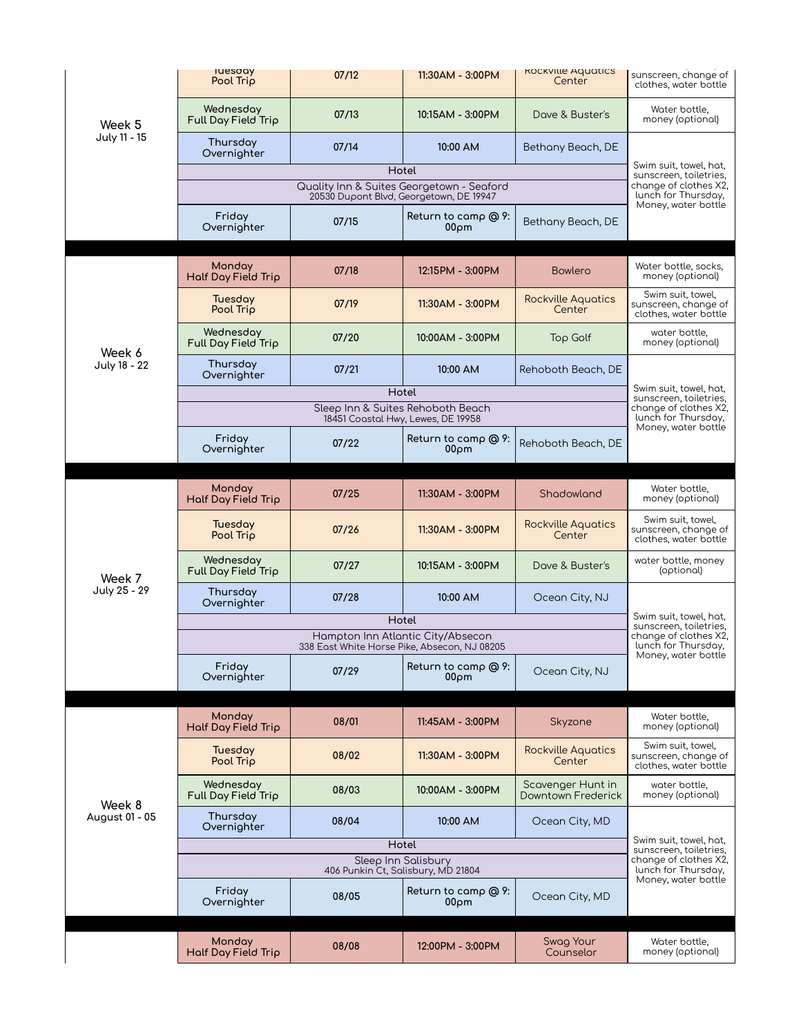| Week | Activity | Date | Time | Location | What to Bring |
|---|---|---|---|---|---|
| **Week 5** July 11 - 15 | Tuesday Pool Trip | 07/12 | 11:30AM - 3:00PM | Rockville Aquatics Center | sunscreen, change of clothes, water bottle |
| | Wednesday Full Day Field Trip | 07/13 | 10:15AM - 3:00PM | Dave & Buster's | Water bottle, money (optional) |
| | Thursday Overnighter | 07/14 | 10:00 AM | Bethany Beach, DE | Swim suit, towel, hat, sunscreen, toiletries, change of clothes X2, lunch for Thursday, Money, water bottle |
| | Hotel | | | | |
| | Quality Inn & Suites Georgetown - Seaford 20530 Dupont Blvd, Georgetown, DE 19947 | | | | |
| | Friday Overnighter | 07/15 | Return to camp @ 9:00pm | Bethany Beach, DE | |
| **Week 6** July 18 - 22 | Monday Half Day Field Trip | 07/18 | 12:15PM - 3:00PM | Bowlero | Water bottle, socks, money (optional) |
| | Tuesday Pool Trip | 07/19 | 11:30AM - 3:00PM | Rockville Aquatics Center | Swim suit, towel, sunscreen, change of clothes, water bottle |
| | Wednesday Full Day Field Trip | 07/20 | 10:00AM - 3:00PM | Top Golf | water bottle, money (optional) |
| | Thursday Overnighter | 07/21 | 10:00 AM | Rehoboth Beach, DE | Swim suit, towel, hat, sunscreen, toiletries, change of clothes X2, lunch for Thursday, Money, water bottle |
| | Hotel | | | | |
| | Sleep Inn & Suites Rehoboth Beach 18451 Coastal Hwy, Lewes, DE 19958 | | | | |
| | Friday Overnighter | 07/22 | Return to camp @ 9:00pm | Rehoboth Beach, DE | |
| **Week 7** July 25 - 29 | Monday Half Day Field Trip | 07/25 | 11:30AM - 3:00PM | Shadowland | Water bottle, money (optional) |
| | Tuesday Pool Trip | 07/26 | 11:30AM - 3:00PM | Rockville Aquatics Center | Swim suit, towel, sunscreen, change of clothes, water bottle |
| | Wednesday Full Day Field Trip | 07/27 | 10:15AM - 3:00PM | Dave & Buster's | water bottle, money (optional) |
| | Thursday Overnighter | 07/28 | 10:00 AM | Ocean City, NJ | Swim suit, towel, hat, sunscreen, toiletries, change of clothes X2, lunch for Thursday, Money, water bottle |
| | Hotel | | | | |
| | Hampton Inn Atlantic City/Absecon 338 East White Horse Pike, Absecon, NJ 08205 | | | | |
| | Friday Overnighter | 07/29 | Return to camp @ 9:00pm | Ocean City, NJ | |
| **Week 8** August 01 - 05 | Monday Half Day Field Trip | 08/01 | 11:45AM - 3:00PM | Skyzone | Water bottle, money (optional) |
| | Tuesday Pool Trip | 08/02 | 11:30AM - 3:00PM | Rockville Aquatics Center | Swim suit, towel, sunscreen, change of clothes, water bottle |
| | Wednesday Full Day Field Trip | 08/03 | 10:00AM - 3:00PM | Scavenger Hunt in Downtown Frederick | water bottle, money (optional) |
| | Thursday Overnighter | 08/04 | 10:00 AM | Ocean City, MD | Swim suit, towel, hat, sunscreen, toiletries, change of clothes X2, lunch for Thursday, Money, water bottle |
| | Hotel | | | | |
| | Sleep Inn Salisbury 406 Punkin Ct, Salisbury, MD 21804 | | | | |
| | Friday Overnighter | 08/05 | Return to camp @ 9:00pm | Ocean City, MD | |
| | Monday Half Day Field Trip | 08/08 | 12:00PM - 3:00PM | Swag Your Counselor | Water bottle, money (optional) |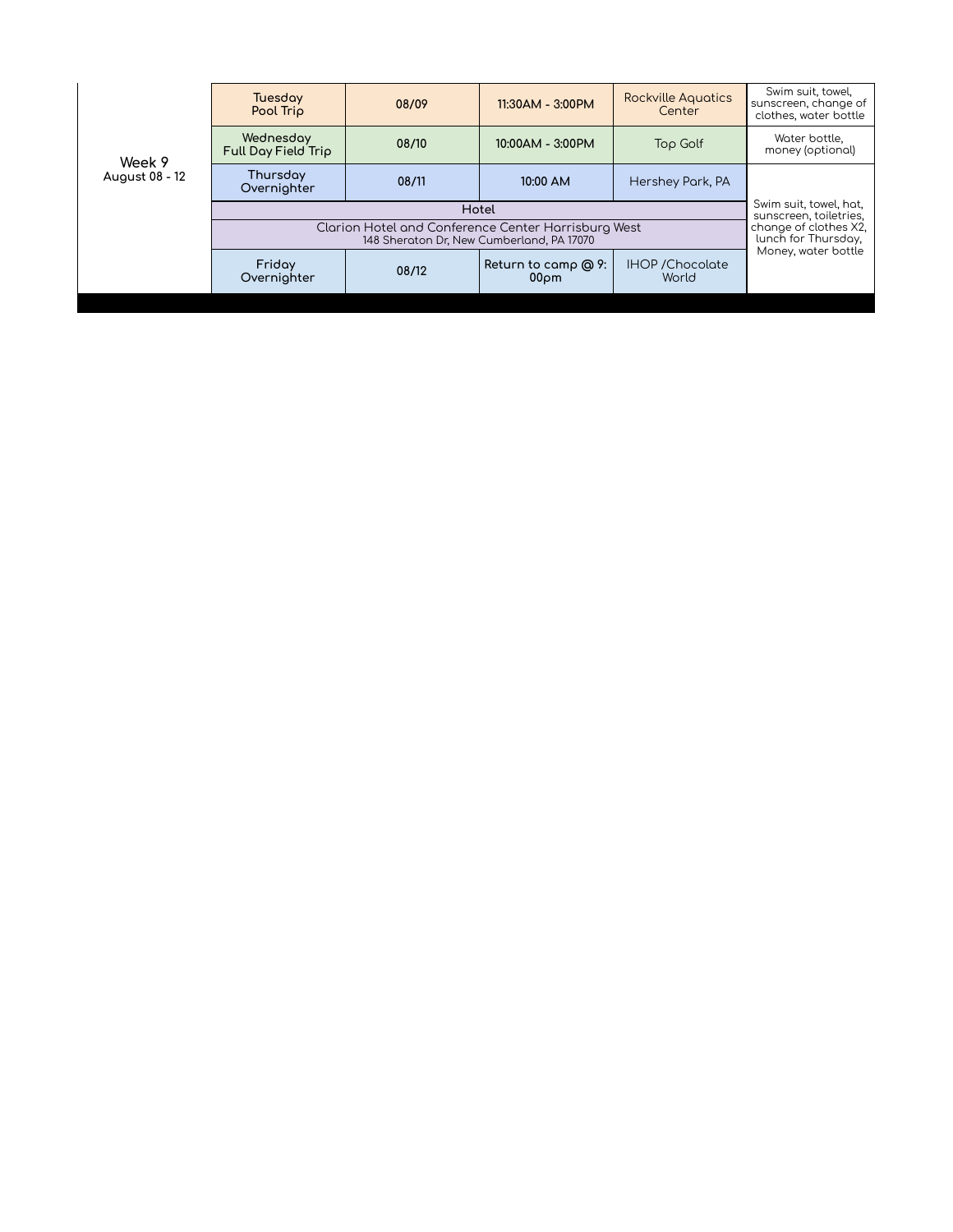| | | | | | |
|---|---|---|---|---|---|
| Week 9<br>August 08 - 12 | Tuesday<br>Pool Trip | 08/09 | 11:30AM - 3:00PM | Rockville Aquatics Center | Swim suit, towel, sunscreen, change of clothes, water bottle |
| | Wednesday<br>Full Day Field Trip | 08/10 | 10:00AM - 3:00PM | Top Golf | Water bottle, money (optional) |
| | Thursday<br>Overnighter | 08/11 | 10:00 AM | Hershey Park, PA | Swim suit, towel, hat, sunscreen, toiletries, change of clothes X2, lunch for Thursday, Money, water bottle |
| | Hotel | | | | |
| | Clarion Hotel and Conference Center Harrisburg West<br>148 Sheraton Dr, New Cumberland, PA 17070 | | | | |
| | Friday<br>Overnighter | 08/12 | Return to camp @ 9:00pm | IHOP /Chocolate World | |